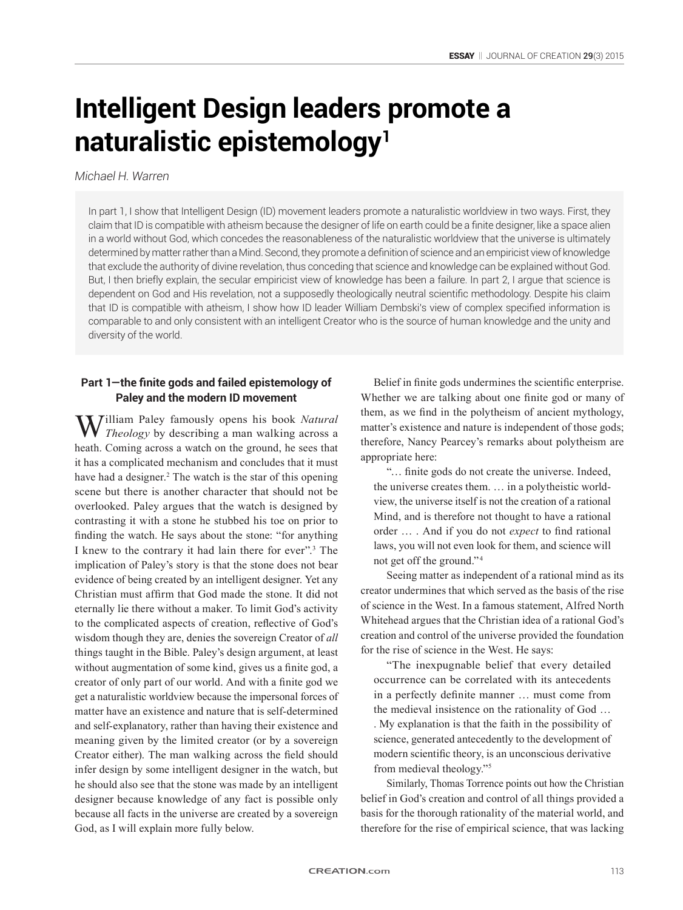# Intelligent Design leaders promote a naturalistic epistemology[1]

*Michael H. Warren*

In part 1, I show that Intelligent Design (ID) movement leaders promote a naturalistic worldview in two ways. First, they claim that ID is compatible with atheism because the designer of life on earth could be a finite designer, like a space alien in a world without God, which concedes the reasonableness of the naturalistic worldview that the universe is ultimately determined by matter rather than a Mind. Second, they promote a definition of science and an empiricist view of knowledge that exclude the authority of divine revelation, thus conceding that science and knowledge can be explained without God. But, I then briefly explain, the secular empiricist view of knowledge has been a failure. In part 2, I argue that science is dependent on God and His revelation, not a supposedly theologically neutral scientific methodology. Despite his claim that ID is compatible with atheism, I show how ID leader William Dembski's view of complex specified information is comparable to and only consistent with an intelligent Creator who is the source of human knowledge and the unity and diversity of the world.

## Part 1—the finite gods and failed epistemology of Paley and the modern ID movement

William Paley famously opens his book *Natural Theology* by describing a man walking across a heath. Coming across a watch on the ground, he sees that it has a complicated mechanism and concludes that it must have had a designer.[2] The watch is the star of this opening scene but there is another character that should not be overlooked. Paley argues that the watch is designed by contrasting it with a stone he stubbed his toe on prior to finding the watch. He says about the stone: "for anything I knew to the contrary it had lain there for ever".[3] The implication of Paley's story is that the stone does not bear evidence of being created by an intelligent designer. Yet any Christian must affirm that God made the stone. It did not eternally lie there without a maker. To limit God's activity to the complicated aspects of creation, reflective of God's wisdom though they are, denies the sovereign Creator of *all* things taught in the Bible. Paley's design argument, at least without augmentation of some kind, gives us a finite god, a creator of only part of our world. And with a finite god we get a naturalistic worldview because the impersonal forces of matter have an existence and nature that is self-determined and self-explanatory, rather than having their existence and meaning given by the limited creator (or by a sovereign Creator either). The man walking across the field should infer design by some intelligent designer in the watch, but he should also see that the stone was made by an intelligent designer because knowledge of any fact is possible only because all facts in the universe are created by a sovereign God, as I will explain more fully below.

Belief in finite gods undermines the scientific enterprise. Whether we are talking about one finite god or many of them, as we find in the polytheism of ancient mythology, matter's existence and nature is independent of those gods; therefore, Nancy Pearcey's remarks about polytheism are appropriate here:

> "… finite gods do not create the universe. Indeed, the universe creates them. … in a polytheistic worldview, the universe itself is not the creation of a rational Mind, and is therefore not thought to have a rational order … . And if you do not *expect* to find rational laws, you will not even look for them, and science will not get off the ground."[4]

Seeing matter as independent of a rational mind as its creator undermines that which served as the basis of the rise of science in the West. In a famous statement, Alfred North Whitehead argues that the Christian idea of a rational God's creation and control of the universe provided the foundation for the rise of science in the West. He says:

> "The inexpugnable belief that every detailed occurrence can be correlated with its antecedents in a perfectly definite manner … must come from the medieval insistence on the rationality of God … . My explanation is that the faith in the possibility of science, generated antecedently to the development of modern scientific theory, is an unconscious derivative from medieval theology."[5]

Similarly, Thomas Torrence points out how the Christian belief in God's creation and control of all things provided a basis for the thorough rationality of the material world, and therefore for the rise of empirical science, that was lacking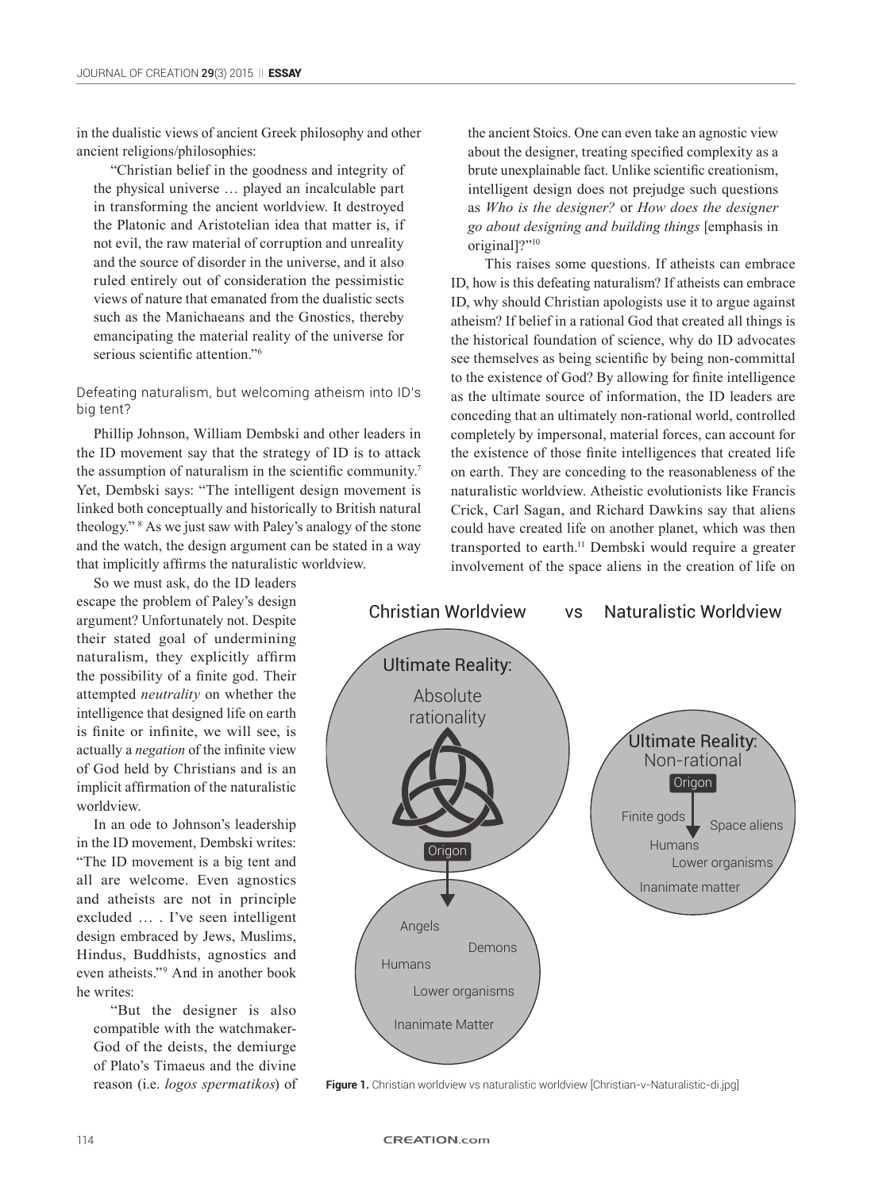in the dualistic views of ancient Greek philosophy and other ancient religions/philosophies:

> "Christian belief in the goodness and integrity of the physical universe … played an incalculable part in transforming the ancient worldview. It destroyed the Platonic and Aristotelian idea that matter is, if not evil, the raw material of corruption and unreality and the source of disorder in the universe, and it also ruled entirely out of consideration the pessimistic views of nature that emanated from the dualistic sects such as the Manichaeans and the Gnostics, thereby emancipating the material reality of the universe for serious scientific attention."[6]

### Defeating naturalism, but welcoming atheism into ID's big tent?

Phillip Johnson, William Dembski and other leaders in the ID movement say that the strategy of ID is to attack the assumption of naturalism in the scientific community.[7] Yet, Dembski says: "The intelligent design movement is linked both conceptually and historically to British natural theology." [8] As we just saw with Paley's analogy of the stone and the watch, the design argument can be stated in a way that implicitly affirms the naturalistic worldview.

So we must ask, do the ID leaders escape the problem of Paley's design argument? Unfortunately not. Despite their stated goal of undermining naturalism, they explicitly affirm the possibility of a finite god. Their attempted *neutrality* on whether the intelligence that designed life on earth is finite or infinite, we will see, is actually a *negation* of the infinite view of God held by Christians and is an implicit affirmation of the naturalistic worldview.

In an ode to Johnson's leadership in the ID movement, Dembski writes: "The ID movement is a big tent and all are welcome. Even agnostics and atheists are not in principle excluded … . I've seen intelligent design embraced by Jews, Muslims, Hindus, Buddhists, agnostics and even atheists."[9] And in another book he writes:

> "But the designer is also compatible with the watchmaker-God of the deists, the demiurge of Plato's Timaeus and the divine reason (i.e. *logos spermatikos*) of the ancient Stoics. One can even take an agnostic view about the designer, treating specified complexity as a brute unexplainable fact. Unlike scientific creationism, intelligent design does not prejudge such questions as *Who is the designer?* or *How does the designer go about designing and building things* [emphasis in original]?"[10]

This raises some questions. If atheists can embrace ID, how is this defeating naturalism? If atheists can embrace ID, why should Christian apologists use it to argue against atheism? If belief in a rational God that created all things is the historical foundation of science, why do ID advocates see themselves as being scientific by being non-committal to the existence of God? By allowing for finite intelligence as the ultimate source of information, the ID leaders are conceding that an ultimately non-rational world, controlled completely by impersonal, material forces, can account for the existence of those finite intelligences that created life on earth. They are conceding to the reasonableness of the naturalistic worldview. Atheistic evolutionists like Francis Crick, Carl Sagan, and Richard Dawkins say that aliens could have created life on another planet, which was then transported to earth.[11] Dembski would require a greater involvement of the space aliens in the creation of life on

**Figure 1.** Christian worldview vs naturalistic worldview [Christian-v-Naturalistic-di.jpg]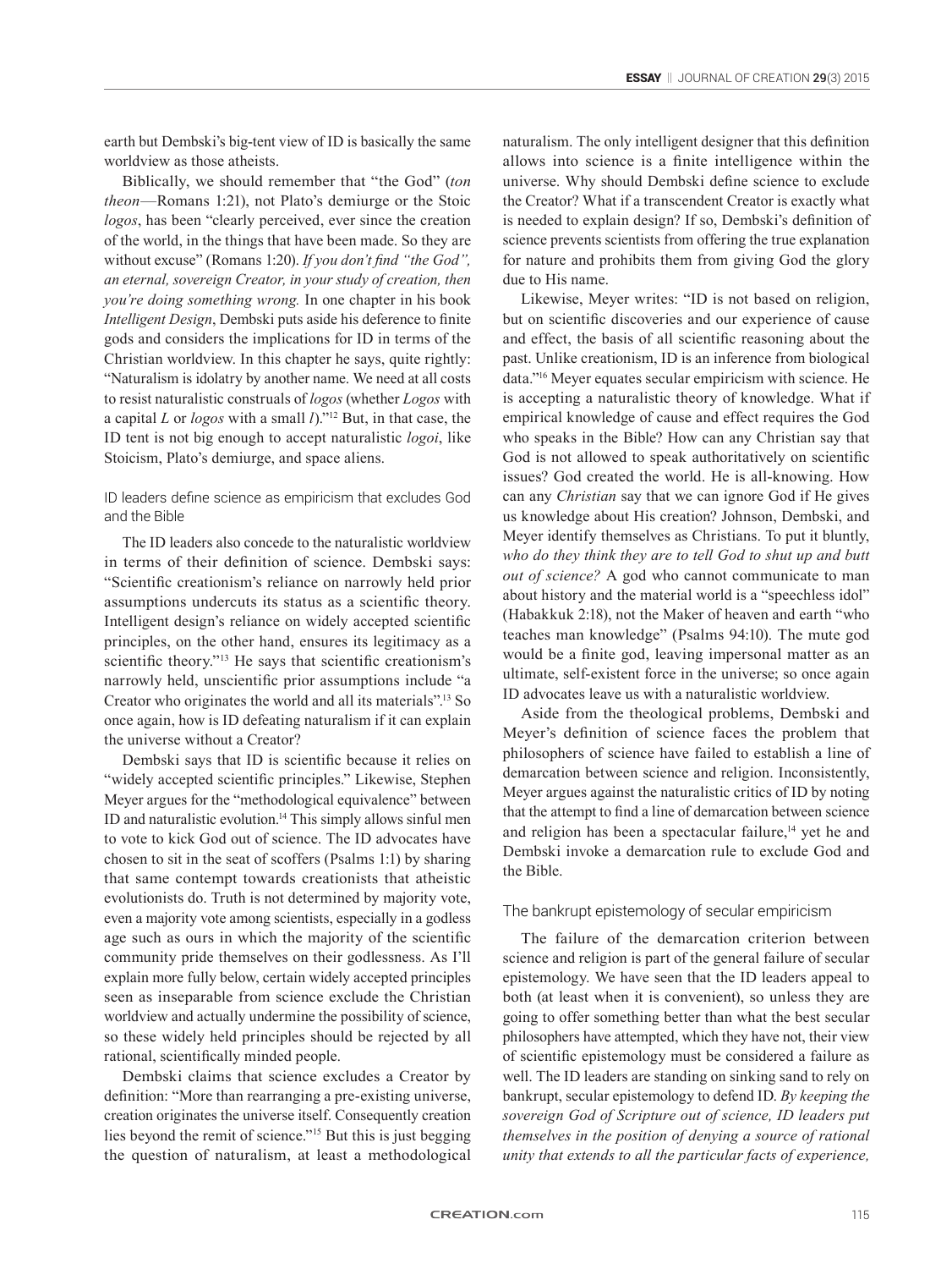earth but Dembski's big-tent view of ID is basically the same worldview as those atheists.

Biblically, we should remember that "the God" (*ton theon*—Romans 1:21), not Plato's demiurge or the Stoic *logos*, has been "clearly perceived, ever since the creation of the world, in the things that have been made. So they are without excuse" (Romans 1:20). *If you don't find "the God", an eternal, sovereign Creator, in your study of creation, then you're doing something wrong.* In one chapter in his book *Intelligent Design*, Dembski puts aside his deference to finite gods and considers the implications for ID in terms of the Christian worldview. In this chapter he says, quite rightly: "Naturalism is idolatry by another name. We need at all costs to resist naturalistic construals of *logos* (whether *Logos* with a capital *L* or *logos* with a small *l*)."[12] But, in that case, the ID tent is not big enough to accept naturalistic *logoi*, like Stoicism, Plato's demiurge, and space aliens.

### ID leaders define science as empiricism that excludes God and the Bible

The ID leaders also concede to the naturalistic worldview in terms of their definition of science. Dembski says: "Scientific creationism's reliance on narrowly held prior assumptions undercuts its status as a scientific theory. Intelligent design's reliance on widely accepted scientific principles, on the other hand, ensures its legitimacy as a scientific theory."[13] He says that scientific creationism's narrowly held, unscientific prior assumptions include "a Creator who originates the world and all its materials".[13] So once again, how is ID defeating naturalism if it can explain the universe without a Creator?

Dembski says that ID is scientific because it relies on "widely accepted scientific principles." Likewise, Stephen Meyer argues for the "methodological equivalence" between ID and naturalistic evolution.[14] This simply allows sinful men to vote to kick God out of science. The ID advocates have chosen to sit in the seat of scoffers (Psalms 1:1) by sharing that same contempt towards creationists that atheistic evolutionists do. Truth is not determined by majority vote, even a majority vote among scientists, especially in a godless age such as ours in which the majority of the scientific community pride themselves on their godlessness. As I'll explain more fully below, certain widely accepted principles seen as inseparable from science exclude the Christian worldview and actually undermine the possibility of science, so these widely held principles should be rejected by all rational, scientifically minded people.

Dembski claims that science excludes a Creator by definition: "More than rearranging a pre-existing universe, creation originates the universe itself. Consequently creation lies beyond the remit of science."[15] But this is just begging the question of naturalism, at least a methodological naturalism. The only intelligent designer that this definition allows into science is a finite intelligence within the universe. Why should Dembski define science to exclude the Creator? What if a transcendent Creator is exactly what is needed to explain design? If so, Dembski's definition of science prevents scientists from offering the true explanation for nature and prohibits them from giving God the glory due to His name.

Likewise, Meyer writes: "ID is not based on religion, but on scientific discoveries and our experience of cause and effect, the basis of all scientific reasoning about the past. Unlike creationism, ID is an inference from biological data."[16] Meyer equates secular empiricism with science. He is accepting a naturalistic theory of knowledge. What if empirical knowledge of cause and effect requires the God who speaks in the Bible? How can any Christian say that God is not allowed to speak authoritatively on scientific issues? God created the world. He is all-knowing. How can any *Christian* say that we can ignore God if He gives us knowledge about His creation? Johnson, Dembski, and Meyer identify themselves as Christians. To put it bluntly, *who do they think they are to tell God to shut up and butt out of science?* A god who cannot communicate to man about history and the material world is a "speechless idol" (Habakkuk 2:18), not the Maker of heaven and earth "who teaches man knowledge" (Psalms 94:10). The mute god would be a finite god, leaving impersonal matter as an ultimate, self-existent force in the universe; so once again ID advocates leave us with a naturalistic worldview.

Aside from the theological problems, Dembski and Meyer's definition of science faces the problem that philosophers of science have failed to establish a line of demarcation between science and religion. Inconsistently, Meyer argues against the naturalistic critics of ID by noting that the attempt to find a line of demarcation between science and religion has been a spectacular failure,[14] yet he and Dembski invoke a demarcation rule to exclude God and the Bible.

### The bankrupt epistemology of secular empiricism

The failure of the demarcation criterion between science and religion is part of the general failure of secular epistemology. We have seen that the ID leaders appeal to both (at least when it is convenient), so unless they are going to offer something better than what the best secular philosophers have attempted, which they have not, their view of scientific epistemology must be considered a failure as well. The ID leaders are standing on sinking sand to rely on bankrupt, secular epistemology to defend ID. *By keeping the sovereign God of Scripture out of science, ID leaders put themselves in the position of denying a source of rational unity that extends to all the particular facts of experience,*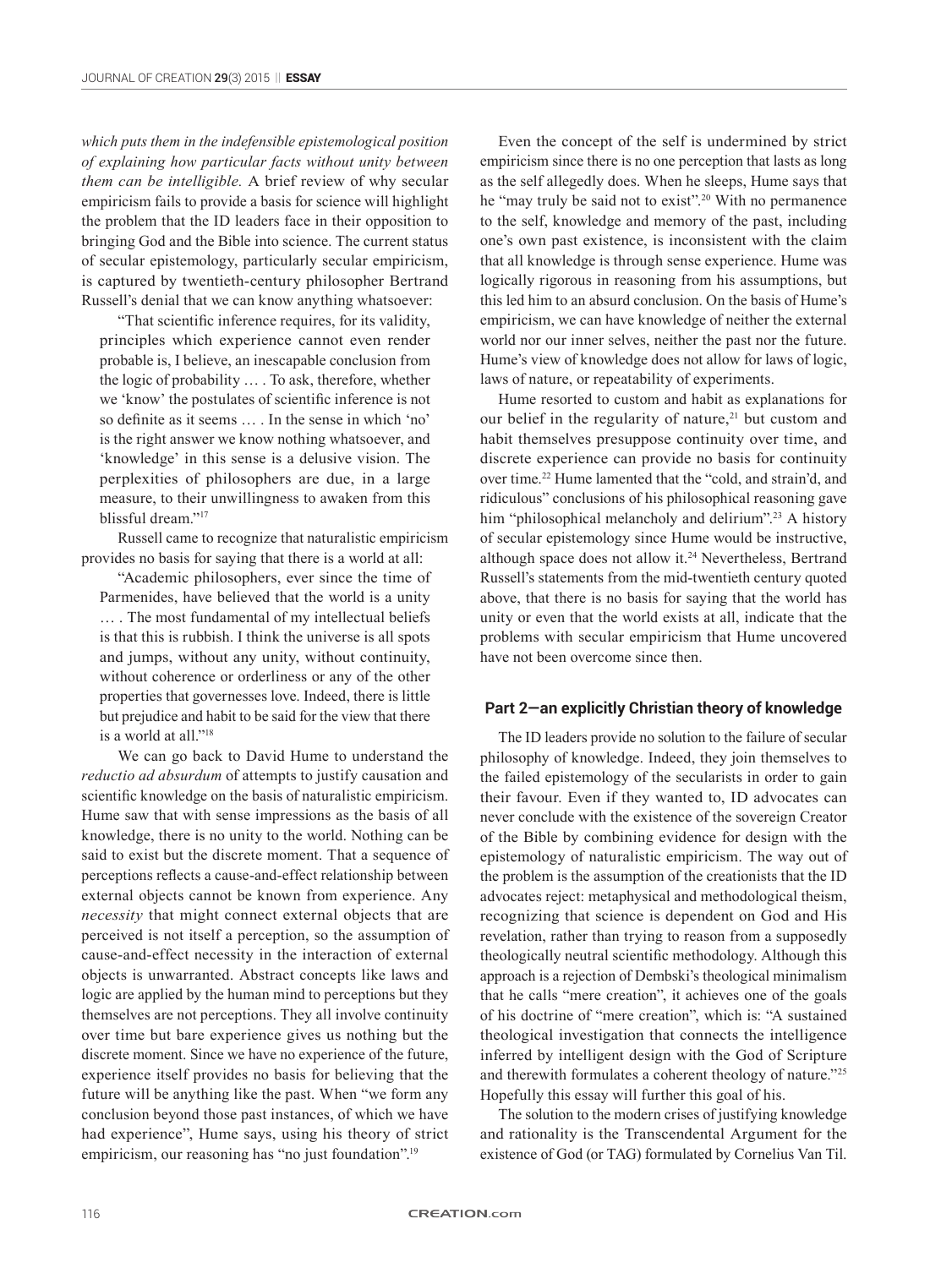*which puts them in the indefensible epistemological position of explaining how particular facts without unity between them can be intelligible.* A brief review of why secular empiricism fails to provide a basis for science will highlight the problem that the ID leaders face in their opposition to bringing God and the Bible into science. The current status of secular epistemology, particularly secular empiricism, is captured by twentieth-century philosopher Bertrand Russell's denial that we can know anything whatsoever:

> "That scientific inference requires, for its validity, principles which experience cannot even render probable is, I believe, an inescapable conclusion from the logic of probability … . To ask, therefore, whether we 'know' the postulates of scientific inference is not so definite as it seems … . In the sense in which 'no' is the right answer we know nothing whatsoever, and 'knowledge' in this sense is a delusive vision. The perplexities of philosophers are due, in a large measure, to their unwillingness to awaken from this blissful dream."[17]

Russell came to recognize that naturalistic empiricism provides no basis for saying that there is a world at all:

> "Academic philosophers, ever since the time of Parmenides, have believed that the world is a unity … . The most fundamental of my intellectual beliefs is that this is rubbish. I think the universe is all spots and jumps, without any unity, without continuity, without coherence or orderliness or any of the other properties that governesses love. Indeed, there is little but prejudice and habit to be said for the view that there is a world at all."[18]

We can go back to David Hume to understand the *reductio ad absurdum* of attempts to justify causation and scientific knowledge on the basis of naturalistic empiricism. Hume saw that with sense impressions as the basis of all knowledge, there is no unity to the world. Nothing can be said to exist but the discrete moment. That a sequence of perceptions reflects a cause-and-effect relationship between external objects cannot be known from experience. Any *necessity* that might connect external objects that are perceived is not itself a perception, so the assumption of cause-and-effect necessity in the interaction of external objects is unwarranted. Abstract concepts like laws and logic are applied by the human mind to perceptions but they themselves are not perceptions. They all involve continuity over time but bare experience gives us nothing but the discrete moment. Since we have no experience of the future, experience itself provides no basis for believing that the future will be anything like the past. When "we form any conclusion beyond those past instances, of which we have had experience", Hume says, using his theory of strict empiricism, our reasoning has "no just foundation".[19]

Even the concept of the self is undermined by strict empiricism since there is no one perception that lasts as long as the self allegedly does. When he sleeps, Hume says that he "may truly be said not to exist".[20] With no permanence to the self, knowledge and memory of the past, including one's own past existence, is inconsistent with the claim that all knowledge is through sense experience. Hume was logically rigorous in reasoning from his assumptions, but this led him to an absurd conclusion. On the basis of Hume's empiricism, we can have knowledge of neither the external world nor our inner selves, neither the past nor the future. Hume's view of knowledge does not allow for laws of logic, laws of nature, or repeatability of experiments.

Hume resorted to custom and habit as explanations for our belief in the regularity of nature,[21] but custom and habit themselves presuppose continuity over time, and discrete experience can provide no basis for continuity over time.[22] Hume lamented that the "cold, and strain'd, and ridiculous" conclusions of his philosophical reasoning gave him "philosophical melancholy and delirium".[23] A history of secular epistemology since Hume would be instructive, although space does not allow it.[24] Nevertheless, Bertrand Russell's statements from the mid-twentieth century quoted above, that there is no basis for saying that the world has unity or even that the world exists at all, indicate that the problems with secular empiricism that Hume uncovered have not been overcome since then.

## Part 2—an explicitly Christian theory of knowledge

The ID leaders provide no solution to the failure of secular philosophy of knowledge. Indeed, they join themselves to the failed epistemology of the secularists in order to gain their favour. Even if they wanted to, ID advocates can never conclude with the existence of the sovereign Creator of the Bible by combining evidence for design with the epistemology of naturalistic empiricism. The way out of the problem is the assumption of the creationists that the ID advocates reject: metaphysical and methodological theism, recognizing that science is dependent on God and His revelation, rather than trying to reason from a supposedly theologically neutral scientific methodology. Although this approach is a rejection of Dembski's theological minimalism that he calls "mere creation", it achieves one of the goals of his doctrine of "mere creation", which is: "A sustained theological investigation that connects the intelligence inferred by intelligent design with the God of Scripture and therewith formulates a coherent theology of nature."[25] Hopefully this essay will further this goal of his.

The solution to the modern crises of justifying knowledge and rationality is the Transcendental Argument for the existence of God (or TAG) formulated by Cornelius Van Til.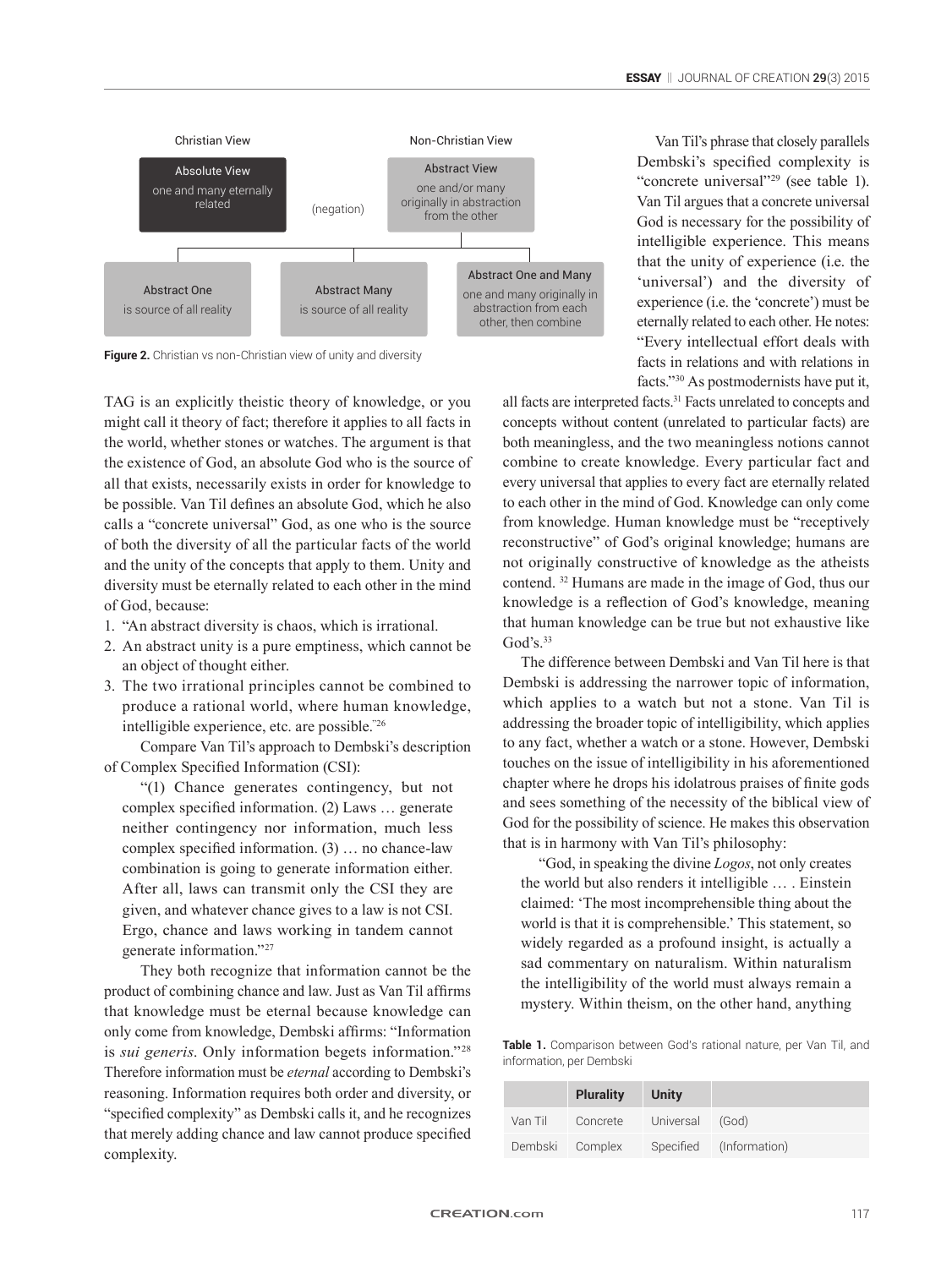Christian View | Non-Christian View

**Absolute View** — one and many eternally related

(negation)

**Abstract View** — one and/or many originally in abstraction from the other

- **Abstract One** — is source of all reality
- **Abstract Many** — is source of all reality
- **Abstract One and Many** — one and many originally in abstraction from each other, then combine

**Figure 2.** Christian vs non-Christian view of unity and diversity

TAG is an explicitly theistic theory of knowledge, or you might call it theory of fact; therefore it applies to all facts in the world, whether stones or watches. The argument is that the existence of God, an absolute God who is the source of all that exists, necessarily exists in order for knowledge to be possible. Van Til defines an absolute God, which he also calls a "concrete universal" God, as one who is the source of both the diversity of all the particular facts of the world and the unity of the concepts that apply to them. Unity and diversity must be eternally related to each other in the mind of God, because:

1. "An abstract diversity is chaos, which is irrational.
2. An abstract unity is a pure emptiness, which cannot be an object of thought either.
3. The two irrational principles cannot be combined to produce a rational world, where human knowledge, intelligible experience, etc. are possible."[26]

Compare Van Til's approach to Dembski's description of Complex Specified Information (CSI):

> "(1) Chance generates contingency, but not complex specified information. (2) Laws … generate neither contingency nor information, much less complex specified information. (3) … no chance-law combination is going to generate information either. After all, laws can transmit only the CSI they are given, and whatever chance gives to a law is not CSI. Ergo, chance and laws working in tandem cannot generate information."[27]

They both recognize that information cannot be the product of combining chance and law. Just as Van Til affirms that knowledge must be eternal because knowledge can only come from knowledge, Dembski affirms: "Information is *sui generis*. Only information begets information."[28] Therefore information must be *eternal* according to Dembski's reasoning. Information requires both order and diversity, or "specified complexity" as Dembski calls it, and he recognizes that merely adding chance and law cannot produce specified complexity.

Van Til's phrase that closely parallels Dembski's specified complexity is "concrete universal"[29] (see table 1). Van Til argues that a concrete universal God is necessary for the possibility of intelligible experience. This means that the unity of experience (i.e. the 'universal') and the diversity of experience (i.e. the 'concrete') must be eternally related to each other. He notes: "Every intellectual effort deals with facts in relations and with relations in facts."[30] As postmodernists have put it, all facts are interpreted facts.[31] Facts unrelated to concepts and concepts without content (unrelated to particular facts) are both meaningless, and the two meaningless notions cannot combine to create knowledge. Every particular fact and every universal that applies to every fact are eternally related to each other in the mind of God. Knowledge can only come from knowledge. Human knowledge must be "receptively reconstructive" of God's original knowledge; humans are not originally constructive of knowledge as the atheists contend.[32] Humans are made in the image of God, thus our knowledge is a reflection of God's knowledge, meaning that human knowledge can be true but not exhaustive like God's.[33]

The difference between Dembski and Van Til here is that Dembski is addressing the narrower topic of information, which applies to a watch but not a stone. Van Til is addressing the broader topic of intelligibility, which applies to any fact, whether a watch or a stone. However, Dembski touches on the issue of intelligibility in his aforementioned chapter where he drops his idolatrous praises of finite gods and sees something of the necessity of the biblical view of God for the possibility of science. He makes this observation that is in harmony with Van Til's philosophy:

> "God, in speaking the divine *Logos*, not only creates the world but also renders it intelligible … . Einstein claimed: 'The most incomprehensible thing about the world is that it is comprehensible.' This statement, so widely regarded as a profound insight, is actually a sad commentary on naturalism. Within naturalism the intelligibility of the world must always remain a mystery. Within theism, on the other hand, anything

**Table 1.** Comparison between God's rational nature, per Van Til, and information, per Dembski

| | Plurality | Unity | |
|---|---|---|---|
| Van Til | Concrete | Universal | (God) |
| Dembski | Complex | Specified | (Information) |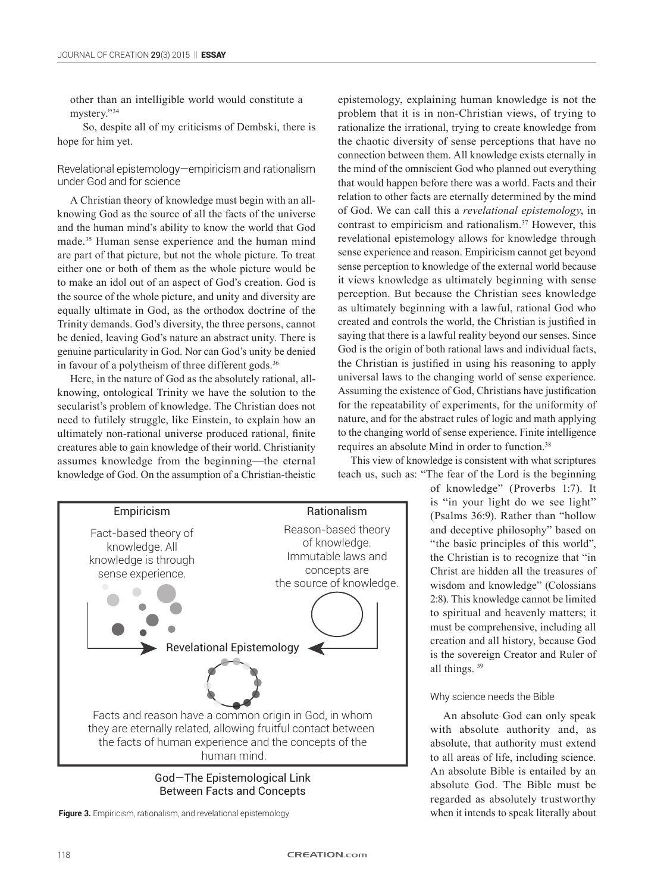other than an intelligible world would constitute a mystery."[34]

So, despite all of my criticisms of Dembski, there is hope for him yet.

## Revelational epistemology—empiricism and rationalism under God and for science

A Christian theory of knowledge must begin with an all-knowing God as the source of all the facts of the universe and the human mind's ability to know the world that God made.[35] Human sense experience and the human mind are part of that picture, but not the whole picture. To treat either one or both of them as the whole picture would be to make an idol out of an aspect of God's creation. God is the source of the whole picture, and unity and diversity are equally ultimate in God, as the orthodox doctrine of the Trinity demands. God's diversity, the three persons, cannot be denied, leaving God's nature an abstract unity. There is genuine particularity in God. Nor can God's unity be denied in favour of a polytheism of three different gods.[36]

Here, in the nature of God as the absolutely rational, all-knowing, ontological Trinity we have the solution to the secularist's problem of knowledge. The Christian does not need to futilely struggle, like Einstein, to explain how an ultimately non-rational universe produced rational, finite creatures able to gain knowledge of their world. Christianity assumes knowledge from the beginning—the eternal knowledge of God. On the assumption of a Christian-theistic epistemology, explaining human knowledge is not the problem that it is in non-Christian views, of trying to rationalize the irrational, trying to create knowledge from the chaotic diversity of sense perceptions that have no connection between them. All knowledge exists eternally in the mind of the omniscient God who planned out everything that would happen before there was a world. Facts and their relation to other facts are eternally determined by the mind of God. We can call this a *revelational epistemology*, in contrast to empiricism and rationalism.[37] However, this revelational epistemology allows for knowledge through sense experience and reason. Empiricism cannot get beyond sense perception to knowledge of the external world because it views knowledge as ultimately beginning with sense perception. But because the Christian sees knowledge as ultimately beginning with a lawful, rational God who created and controls the world, the Christian is justified in saying that there is a lawful reality beyond our senses. Since God is the origin of both rational laws and individual facts, the Christian is justified in using his reasoning to apply universal laws to the changing world of sense experience. Assuming the existence of God, Christians have justification for the repeatability of experiments, for the uniformity of nature, and for the abstract rules of logic and math applying to the changing world of sense experience. Finite intelligence requires an absolute Mind in order to function.[38]

This view of knowledge is consistent with what scriptures teach us, such as: "The fear of the Lord is the beginning of knowledge" (Proverbs 1:7). It is "in your light do we see light" (Psalms 36:9). Rather than "hollow and deceptive philosophy" based on "the basic principles of this world", the Christian is to recognize that "in Christ are hidden all the treasures of wisdom and knowledge" (Colossians 2:8). This knowledge cannot be limited to spiritual and heavenly matters; it must be comprehensive, including all creation and all history, because God is the sovereign Creator and Ruler of all things.[39]

Empiricism

Fact-based theory of knowledge. All knowledge is through sense experience.

Rationalism

Reason-based theory of knowledge. Immutable laws and concepts are the source of knowledge.

Revelational Epistemology

Facts and reason have a common origin in God, in whom they are eternally related, allowing fruitful contact between the facts of human experience and the concepts of the human mind.

God—The Epistemological Link Between Facts and Concepts

**Figure 3.** Empiricism, rationalism, and revelational epistemology

### Why science needs the Bible

An absolute God can only speak with absolute authority and, as absolute, that authority must extend to all areas of life, including science. An absolute Bible is entailed by an absolute God. The Bible must be regarded as absolutely trustworthy when it intends to speak literally about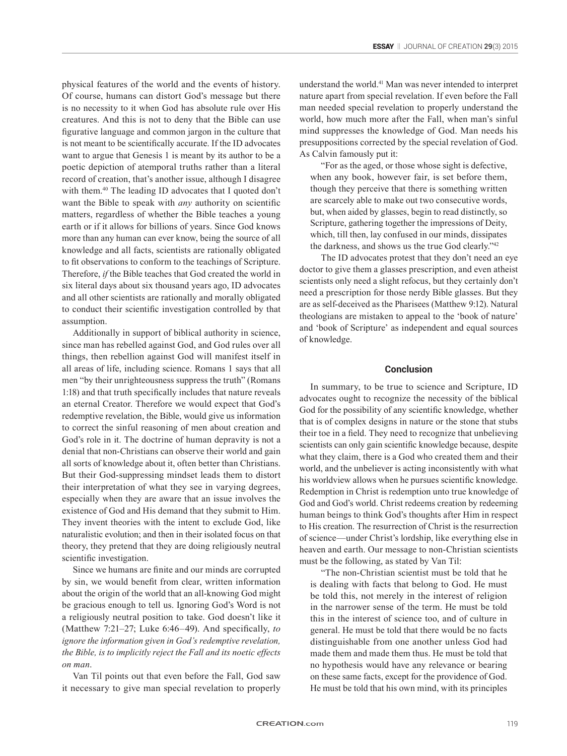physical features of the world and the events of history. Of course, humans can distort God's message but there is no necessity to it when God has absolute rule over His creatures. And this is not to deny that the Bible can use figurative language and common jargon in the culture that is not meant to be scientifically accurate. If the ID advocates want to argue that Genesis 1 is meant by its author to be a poetic depiction of atemporal truths rather than a literal record of creation, that's another issue, although I disagree with them.[40] The leading ID advocates that I quoted don't want the Bible to speak with *any* authority on scientific matters, regardless of whether the Bible teaches a young earth or if it allows for billions of years. Since God knows more than any human can ever know, being the source of all knowledge and all facts, scientists are rationally obligated to fit observations to conform to the teachings of Scripture. Therefore, *if* the Bible teaches that God created the world in six literal days about six thousand years ago, ID advocates and all other scientists are rationally and morally obligated to conduct their scientific investigation controlled by that assumption.

Additionally in support of biblical authority in science, since man has rebelled against God, and God rules over all things, then rebellion against God will manifest itself in all areas of life, including science. Romans 1 says that all men "by their unrighteousness suppress the truth" (Romans 1:18) and that truth specifically includes that nature reveals an eternal Creator. Therefore we would expect that God's redemptive revelation, the Bible, would give us information to correct the sinful reasoning of men about creation and God's role in it. The doctrine of human depravity is not a denial that non-Christians can observe their world and gain all sorts of knowledge about it, often better than Christians. But their God-suppressing mindset leads them to distort their interpretation of what they see in varying degrees, especially when they are aware that an issue involves the existence of God and His demand that they submit to Him. They invent theories with the intent to exclude God, like naturalistic evolution; and then in their isolated focus on that theory, they pretend that they are doing religiously neutral scientific investigation.

Since we humans are finite and our minds are corrupted by sin, we would benefit from clear, written information about the origin of the world that an all-knowing God might be gracious enough to tell us. Ignoring God's Word is not a religiously neutral position to take. God doesn't like it (Matthew 7:21–27; Luke 6:46–49). And specifically, *to ignore the information given in God's redemptive revelation, the Bible, is to implicitly reject the Fall and its noetic effects on man*.

Van Til points out that even before the Fall, God saw it necessary to give man special revelation to properly understand the world.[41] Man was never intended to interpret nature apart from special revelation. If even before the Fall man needed special revelation to properly understand the world, how much more after the Fall, when man's sinful mind suppresses the knowledge of God. Man needs his presuppositions corrected by the special revelation of God. As Calvin famously put it:

> "For as the aged, or those whose sight is defective, when any book, however fair, is set before them, though they perceive that there is something written are scarcely able to make out two consecutive words, but, when aided by glasses, begin to read distinctly, so Scripture, gathering together the impressions of Deity, which, till then, lay confused in our minds, dissipates the darkness, and shows us the true God clearly."[42]

The ID advocates protest that they don't need an eye doctor to give them a glasses prescription, and even atheist scientists only need a slight refocus, but they certainly don't need a prescription for those nerdy Bible glasses. But they are as self-deceived as the Pharisees (Matthew 9:12). Natural theologians are mistaken to appeal to the 'book of nature' and 'book of Scripture' as independent and equal sources of knowledge.

## Conclusion

In summary, to be true to science and Scripture, ID advocates ought to recognize the necessity of the biblical God for the possibility of any scientific knowledge, whether that is of complex designs in nature or the stone that stubs their toe in a field. They need to recognize that unbelieving scientists can only gain scientific knowledge because, despite what they claim, there is a God who created them and their world, and the unbeliever is acting inconsistently with what his worldview allows when he pursues scientific knowledge. Redemption in Christ is redemption unto true knowledge of God and God's world. Christ redeems creation by redeeming human beings to think God's thoughts after Him in respect to His creation. The resurrection of Christ is the resurrection of science—under Christ's lordship, like everything else in heaven and earth. Our message to non-Christian scientists must be the following, as stated by Van Til:

> "The non-Christian scientist must be told that he is dealing with facts that belong to God. He must be told this, not merely in the interest of religion in the narrower sense of the term. He must be told this in the interest of science too, and of culture in general. He must be told that there would be no facts distinguishable from one another unless God had made them and made them thus. He must be told that no hypothesis would have any relevance or bearing on these same facts, except for the providence of God. He must be told that his own mind, with its principles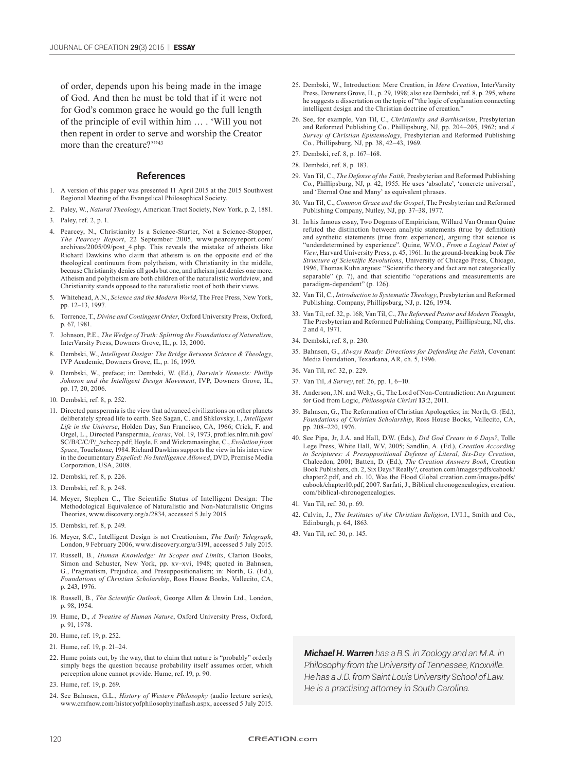of order, depends upon his being made in the image of God. And then he must be told that if it were not for God's common grace he would go the full length of the principle of evil within him … . 'Will you not then repent in order to serve and worship the Creator more than the creature?'"[43]

## References

1. A version of this paper was presented 11 April 2015 at the 2015 Southwest Regional Meeting of the Evangelical Philosophical Society.
2. Paley, W., *Natural Theology*, American Tract Society, New York, p. 2, 1881.
3. Paley, ref. 2, p. 1.
4. Pearcey, N., Christianity Is a Science-Starter, Not a Science-Stopper, *The Pearcey Report*, 22 September 2005, www.pearceyreport.com/archives/2005/09/post_4.php. This reveals the mistake of atheists like Richard Dawkins who claim that atheism is on the opposite end of the theological continuum from polytheism, with Christianity in the middle, because Christianity denies all gods but one, and atheism just denies one more. Atheism and polytheism are both children of the naturalistic worldview, and Christianity stands opposed to the naturalistic root of both their views.
5. Whitehead, A.N., *Science and the Modern World*, The Free Press, New York, pp. 12–13, 1997.
6. Torrence, T., *Divine and Contingent Order*, Oxford University Press, Oxford, p. 67, 1981.
7. Johnson, P.E., *The Wedge of Truth: Splitting the Foundations of Naturalism*, InterVarsity Press, Downers Grove, IL, p. 13, 2000.
8. Dembski, W., *Intelligent Design: The Bridge Between Science & Theology*, IVP Academic, Downers Grove, IL, p. 16, 1999.
9. Dembski, W., preface; in: Dembski, W. (Ed.), *Darwin's Nemesis: Phillip Johnson and the Intelligent Design Movement*, IVP, Downers Grove, IL, pp. 17, 20, 2006.
10. Dembski, ref. 8, p. 252.
11. Directed panspermia is the view that advanced civilizations on other planets deliberately spread life to earth. See Sagan, C. and Shklovsky, I., *Intelligent Life in the Universe*, Holden Day, San Francisco, CA, 1966; Crick, F. and Orgel, L., Directed Panspermia, *Icarus*, Vol. 19, 1973, profiles.nlm.nih.gov/SC/B/C/C/P/_/scbccp.pdf; Hoyle, F. and Wickramasinghe, C., *Evolution from Space*, Touchstone, 1984. Richard Dawkins supports the view in his interview in the documentary *Expelled: No Intelligence Allowed*, DVD, Premise Media Corporation, USA, 2008.
12. Dembski, ref. 8, p. 226.
13. Dembski, ref. 8, p. 248.
14. Meyer, Stephen C., The Scientific Status of Intelligent Design: The Methodological Equivalence of Naturalistic and Non-Naturalistic Origins Theories, www.discovery.org/a/2834, accessed 5 July 2015.
15. Dembski, ref. 8, p. 249.
16. Meyer, S.C., Intelligent Design is not Creationism, *The Daily Telegraph*, London, 9 February 2006, www.discovery.org/a/3191, accessed 5 July 2015.
17. Russell, B., *Human Knowledge: Its Scopes and Limits*, Clarion Books, Simon and Schuster, New York, pp. xv–xvi, 1948; quoted in Bahnsen, G., Pragmatism, Prejudice, and Presuppositionalism; in: North, G. (Ed.), *Foundations of Christian Scholarship*, Ross House Books, Vallecito, CA, p. 243, 1976.
18. Russell, B., *The Scientific Outlook*, George Allen & Unwin Ltd., London, p. 98, 1954.
19. Hume, D., *A Treatise of Human Nature*, Oxford University Press, Oxford, p. 91, 1978.
20. Hume, ref. 19, p. 252.
21. Hume, ref. 19, p. 21–24.
22. Hume points out, by the way, that to claim that nature is "probably" orderly simply begs the question because probability itself assumes order, which perception alone cannot provide. Hume, ref. 19, p. 90.
23. Hume, ref. 19, p. 269.
24. See Bahnsen, G.L., *History of Western Philosophy* (audio lecture series), www.cmfnow.com/historyofphilosophyinaflash.aspx, accessed 5 July 2015.
25. Dembski, W., Introduction: Mere Creation, in *Mere Creation*, InterVarsity Press, Downers Grove, IL, p. 29, 1998; also see Dembski, ref. 8, p. 295, where he suggests a dissertation on the topic of "the logic of explanation connecting intelligent design and the Christian doctrine of creation."
26. See, for example, Van Til, C., *Christianity and Barthianism*, Presbyterian and Reformed Publishing Co., Phillipsburg, NJ, pp. 204–205, 1962; and *A Survey of Christian Epistemology*, Presbyterian and Reformed Publishing Co., Phillipsburg, NJ, pp. 38, 42–43, 1969.
27. Dembski, ref. 8, p. 167–168.
28. Dembski, ref. 8, p. 183.
29. Van Til, C., *The Defense of the Faith*, Presbyterian and Reformed Publishing Co., Phillipsburg, NJ, p. 42, 1955. He uses 'absolute', 'concrete universal', and 'Eternal One and Many' as equivalent phrases.
30. Van Til, C., *Common Grace and the Gospel*, The Presbyterian and Reformed Publishing Company, Nutley, NJ, pp. 37–38, 1977.
31. In his famous essay, Two Dogmas of Empiricism, Willard Van Orman Quine refuted the distinction between analytic statements (true by definition) and synthetic statements (true from experience), arguing that science is "underdetermined by experience". Quine, W.V.O., *From a Logical Point of View*, Harvard University Press, p. 45, 1961. In the ground-breaking book *The Structure of Scientific Revolutions*, University of Chicago Press, Chicago, 1996, Thomas Kuhn argues: "Scientific theory and fact are not categorically separable" (p. 7), and that scientific "operations and measurements are paradigm-dependent" (p. 126).
32. Van Til, C., *Introduction to Systematic Theology*, Presbyterian and Reformed Publishing. Company, Phillipsburg, NJ, p. 126, 1974.
33. Van Til, ref. 32, p. 168; Van Til, C., *The Reformed Pastor and Modern Thought*, The Presbyterian and Reformed Publishing Company, Phillipsburg, NJ, chs. 2 and 4, 1971.
34. Dembski, ref. 8, p. 230.
35. Bahnsen, G., *Always Ready: Directions for Defending the Faith*, Covenant Media Foundation, Texarkana, AR, ch. 5, 1996.
36. Van Til, ref. 32, p. 229.
37. Van Til, *A Survey*, ref. 26, pp. 1, 6–10.
38. Anderson, J.N. and Welty, G., The Lord of Non-Contradiction: An Argument for God from Logic, *Philosophia Christi* **13**:2, 2011.
39. Bahnsen, G., The Reformation of Christian Apologetics; in: North, G. (Ed.), *Foundations of Christian Scholarship*, Ross House Books, Vallecito, CA, pp. 208–220, 1976.
40. See Pipa, Jr, J.A. and Hall, D.W. (Eds.), *Did God Create in 6 Days?*, Tolle Lege Press, White Hall, WV, 2005; Sandlin, A. (Ed.), *Creation According to Scriptures: A Presuppositional Defense of Literal, Six-Day Creation*, Chalcedon, 2001; Batten, D. (Ed.), *The Creation Answers Book*, Creation Book Publishers, ch. 2, Six Days? Really?, creation.com/images/pdfs/cabook/chapter2.pdf, and ch. 10, Was the Flood Global creation.com/images/pdfs/cabook/chapter10.pdf, 2007. Sarfati, J., Biblical chronogenealogies, creation.com/biblical-chronogenealogies.
41. Van Til, ref. 30, p. 69.
42. Calvin, J., *The Institutes of the Christian Religion*, I.VI.I., Smith and Co., Edinburgh, p. 64, 1863.
43. Van Til, ref. 30, p. 145.

***Michael H. Warren*** *has a B.S. in Zoology and an M.A. in Philosophy from the University of Tennessee, Knoxville. He has a J.D. from Saint Louis University School of Law. He is a practising attorney in South Carolina.*